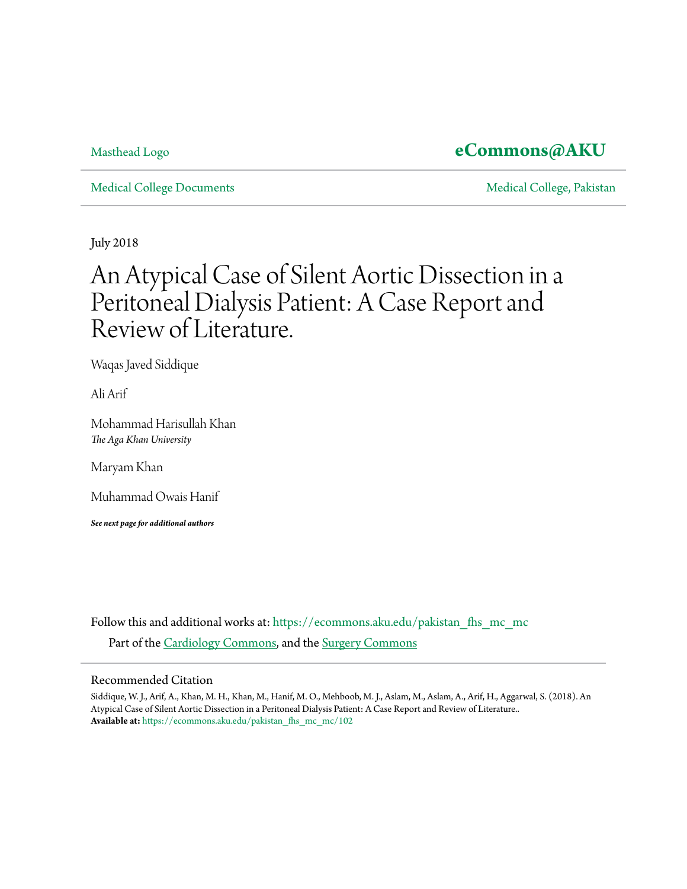Masthead Logo

**eCommons@AKU**

Medical College Documents

Medical College, Pakistan

July 2018

# An Atypical Case of Silent Aortic Dissection in a Peritoneal Dialysis Patient: A Case Report and Review of Literature.

Waqas Javed Siddique

Ali Arif

Mohammad Harisullah Khan
*The Aga Khan University*

Maryam Khan

Muhammad Owais Hanif

***See next page for additional authors***

Follow this and additional works at: https://ecommons.aku.edu/pakistan_fhs_mc_mc

Part of the Cardiology Commons, and the Surgery Commons

## Recommended Citation

Siddique, W. J., Arif, A., Khan, M. H., Khan, M., Hanif, M. O., Mehboob, M. J., Aslam, M., Aslam, A., Arif, H., Aggarwal, S. (2018). An Atypical Case of Silent Aortic Dissection in a Peritoneal Dialysis Patient: A Case Report and Review of Literature..
**Available at:** https://ecommons.aku.edu/pakistan_fhs_mc_mc/102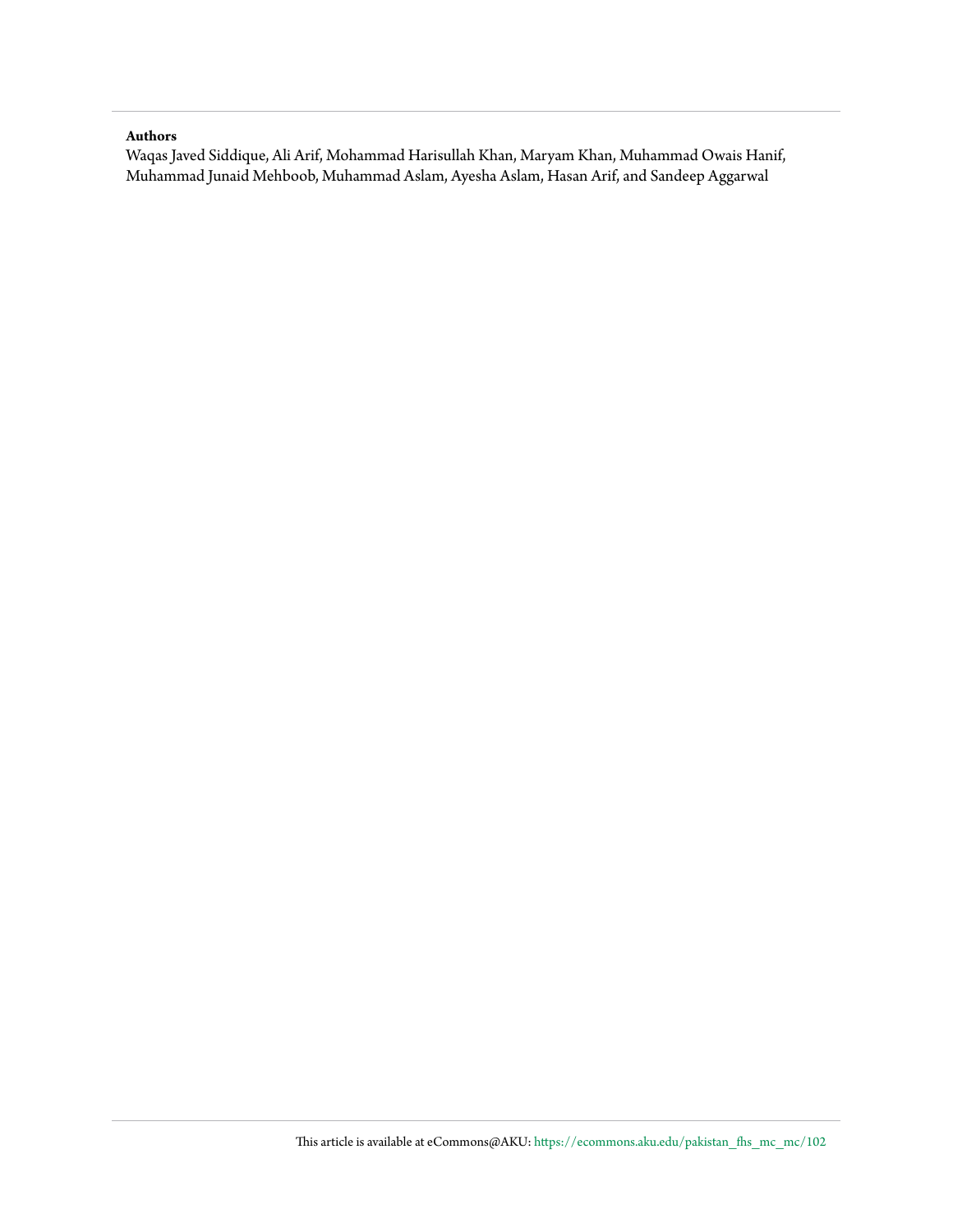**Authors**

Waqas Javed Siddique, Ali Arif, Mohammad Harisullah Khan, Maryam Khan, Muhammad Owais Hanif, Muhammad Junaid Mehboob, Muhammad Aslam, Ayesha Aslam, Hasan Arif, and Sandeep Aggarwal

This article is available at eCommons@AKU: https://ecommons.aku.edu/pakistan_fhs_mc_mc/102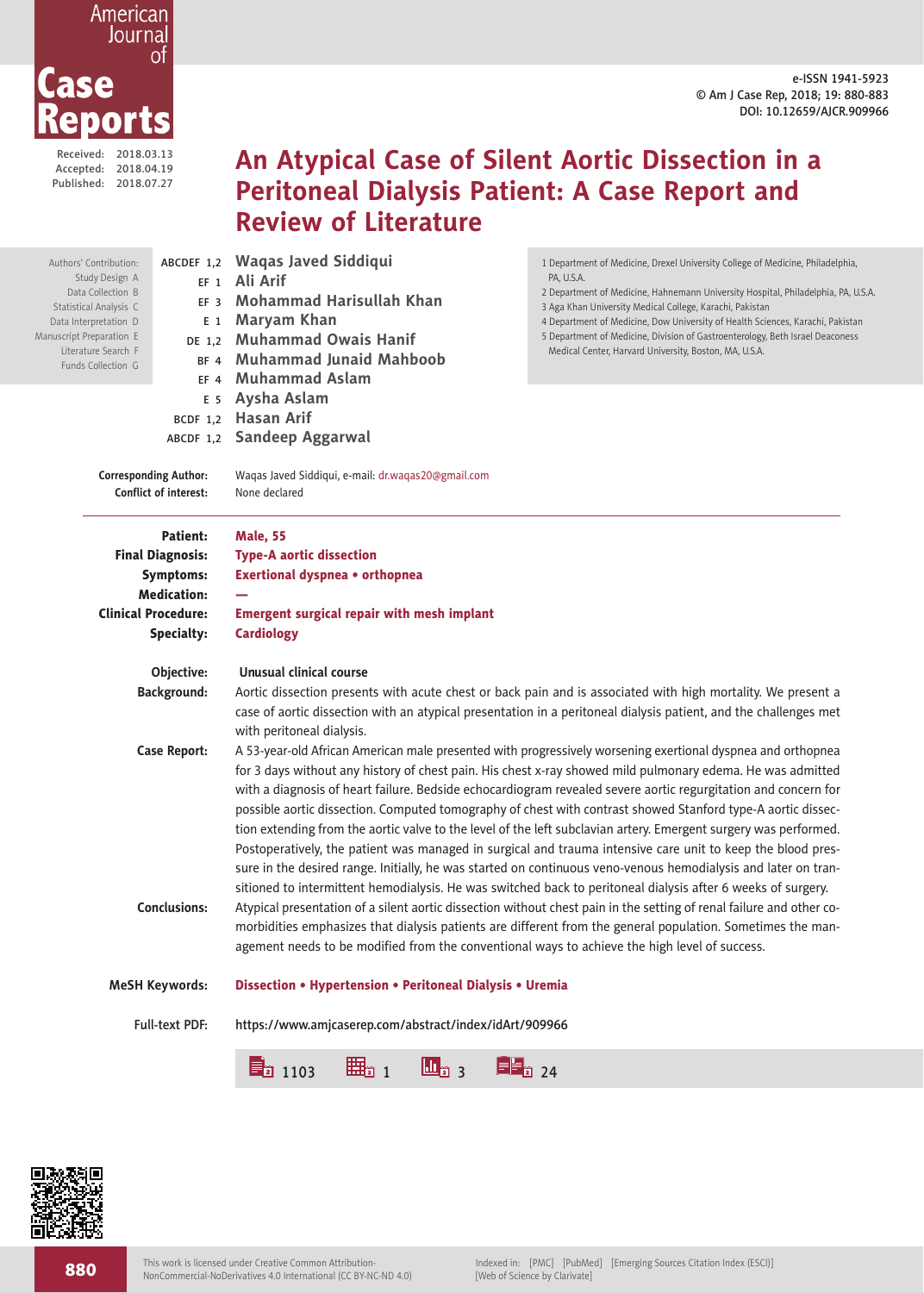# An Atypical Case of Silent Aortic Dissection in a Peritoneal Dialysis Patient: A Case Report and Review of Literature

Received: 2018.03.13
Accepted: 2018.04.19
Published: 2018.07.27

e-ISSN 1941-5923
© Am J Case Rep, 2018; 19: 880-883
DOI: 10.12659/AJCR.909966

Authors' Contribution:
Study Design A
Data Collection B
Statistical Analysis C
Data Interpretation D
Manuscript Preparation E
Literature Search F
Funds Collection G

ABCDEF 1,2 **Waqas Javed Siddiqui**
EF 1 **Ali Arif**
EF 3 **Mohammad Harisullah Khan**
E 1 **Maryam Khan**
DE 1,2 **Muhammad Owais Hanif**
BF 4 **Muhammad Junaid Mahboob**
EF 4 **Muhammad Aslam**
E 5 **Aysha Aslam**
BCDF 1,2 **Hasan Arif**
ABCDF 1,2 **Sandeep Aggarwal**

1 Department of Medicine, Drexel University College of Medicine, Philadelphia, PA, U.S.A.
2 Department of Medicine, Hahnemann University Hospital, Philadelphia, PA, U.S.A.
3 Aga Khan University Medical College, Karachi, Pakistan
4 Department of Medicine, Dow University of Health Sciences, Karachi, Pakistan
5 Department of Medicine, Division of Gastroenterology, Beth Israel Deaconess Medical Center, Harvard University, Boston, MA, U.S.A.

**Corresponding Author:** Waqas Javed Siddiqui, e-mail: dr.waqas20@gmail.com
**Conflict of interest:** None declared

---

**Patient:** Male, 55
**Final Diagnosis:** Type-A aortic dissection
**Symptoms:** Exertional dyspnea • orthopnea
**Medication:** —
**Clinical Procedure:** Emergent surgical repair with mesh implant
**Specialty:** Cardiology

**Objective:** Unusual clinical course

**Background:** Aortic dissection presents with acute chest or back pain and is associated with high mortality. We present a case of aortic dissection with an atypical presentation in a peritoneal dialysis patient, and the challenges met with peritoneal dialysis.

**Case Report:** A 53-year-old African American male presented with progressively worsening exertional dyspnea and orthopnea for 3 days without any history of chest pain. His chest x-ray showed mild pulmonary edema. He was admitted with a diagnosis of heart failure. Bedside echocardiogram revealed severe aortic regurgitation and concern for possible aortic dissection. Computed tomography of chest with contrast showed Stanford type-A aortic dissection extending from the aortic valve to the level of the left subclavian artery. Emergent surgery was performed. Postoperatively, the patient was managed in surgical and trauma intensive care unit to keep the blood pressure in the desired range. Initially, he was started on continuous veno-venous hemodialysis and later on transitioned to intermittent hemodialysis. He was switched back to peritoneal dialysis after 6 weeks of surgery.

**Conclusions:** Atypical presentation of a silent aortic dissection without chest pain in the setting of renal failure and other co-morbidities emphasizes that dialysis patients are different from the general population. Sometimes the management needs to be modified from the conventional ways to achieve the high level of success.

**MeSH Keywords:** Dissection • Hypertension • Peritoneal Dialysis • Uremia

**Full-text PDF:** https://www.amjcaserep.com/abstract/index/idArt/909966

1103 | 1 | 3 | 24

This work is licensed under Creative Common Attribution-NonCommercial-NoDerivatives 4.0 International (CC BY-NC-ND 4.0)

Indexed in: [PMC] [PubMed] [Emerging Sources Citation Index (ESCI)] [Web of Science by Clarivate]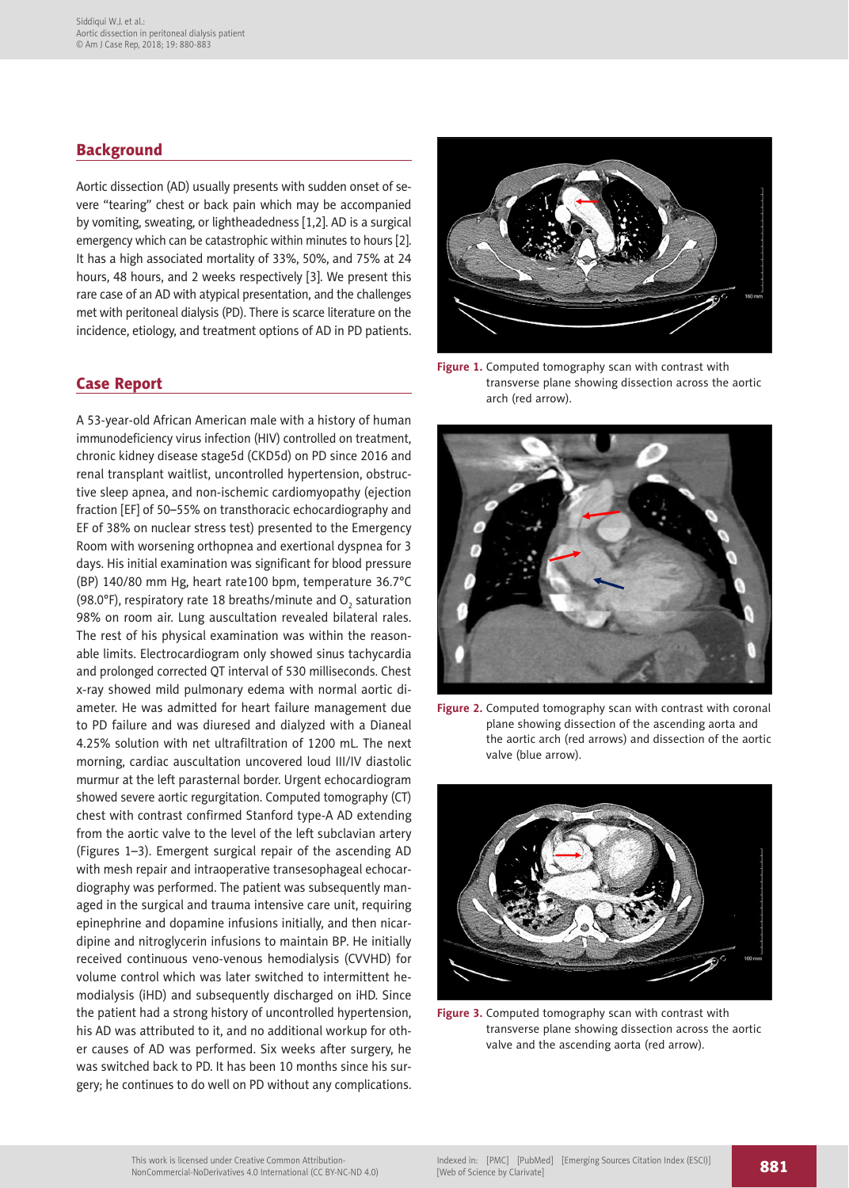## Background

Aortic dissection (AD) usually presents with sudden onset of severe "tearing" chest or back pain which may be accompanied by vomiting, sweating, or lightheadedness [1,2]. AD is a surgical emergency which can be catastrophic within minutes to hours [2]. It has a high associated mortality of 33%, 50%, and 75% at 24 hours, 48 hours, and 2 weeks respectively [3]. We present this rare case of an AD with atypical presentation, and the challenges met with peritoneal dialysis (PD). There is scarce literature on the incidence, etiology, and treatment options of AD in PD patients.

## Case Report

A 53-year-old African American male with a history of human immunodeficiency virus infection (HIV) controlled on treatment, chronic kidney disease stage5d (CKD5d) on PD since 2016 and renal transplant waitlist, uncontrolled hypertension, obstructive sleep apnea, and non-ischemic cardiomyopathy (ejection fraction [EF] of 50–55% on transthoracic echocardiography and EF of 38% on nuclear stress test) presented to the Emergency Room with worsening orthopnea and exertional dyspnea for 3 days. His initial examination was significant for blood pressure (BP) 140/80 mm Hg, heart rate100 bpm, temperature 36.7°C (98.0°F), respiratory rate 18 breaths/minute and $O_2$ saturation 98% on room air. Lung auscultation revealed bilateral rales. The rest of his physical examination was within the reasonable limits. Electrocardiogram only showed sinus tachycardia and prolonged corrected QT interval of 530 milliseconds. Chest x-ray showed mild pulmonary edema with normal aortic diameter. He was admitted for heart failure management due to PD failure and was diuresed and dialyzed with a Dianeal 4.25% solution with net ultrafiltration of 1200 mL. The next morning, cardiac auscultation uncovered loud III/IV diastolic murmur at the left parasternal border. Urgent echocardiogram showed severe aortic regurgitation. Computed tomography (CT) chest with contrast confirmed Stanford type-A AD extending from the aortic valve to the level of the left subclavian artery (Figures 1–3). Emergent surgical repair of the ascending AD with mesh repair and intraoperative transesophageal echocardiography was performed. The patient was subsequently managed in the surgical and trauma intensive care unit, requiring epinephrine and dopamine infusions initially, and then nicardipine and nitroglycerin infusions to maintain BP. He initially received continuous veno-venous hemodialysis (CVVHD) for volume control which was later switched to intermittent hemodialysis (iHD) and subsequently discharged on iHD. Since the patient had a strong history of uncontrolled hypertension, his AD was attributed to it, and no additional workup for other causes of AD was performed. Six weeks after surgery, he was switched back to PD. It has been 10 months since his surgery; he continues to do well on PD without any complications.

**Figure 1.** Computed tomography scan with contrast with transverse plane showing dissection across the aortic arch (red arrow).

**Figure 2.** Computed tomography scan with contrast with coronal plane showing dissection of the ascending aorta and the aortic arch (red arrows) and dissection of the aortic valve (blue arrow).

**Figure 3.** Computed tomography scan with contrast with transverse plane showing dissection across the aortic valve and the ascending aorta (red arrow).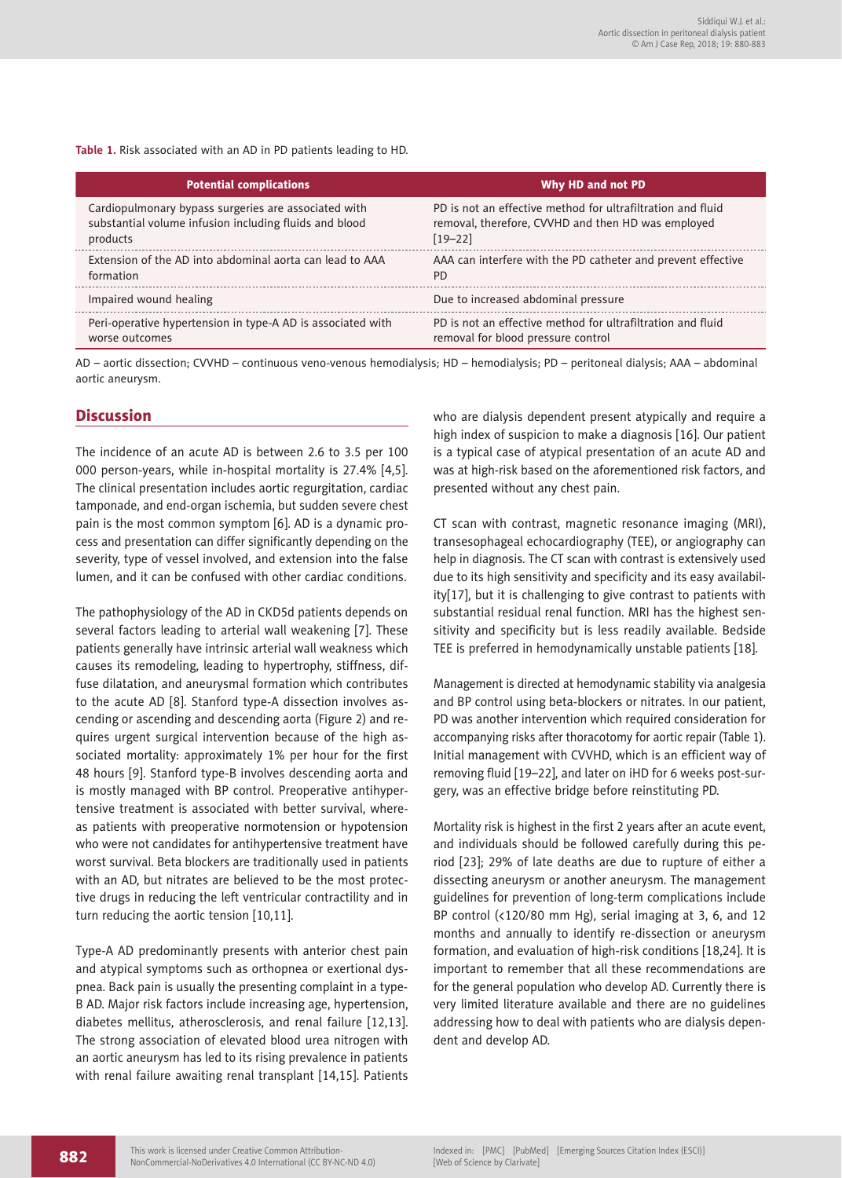**Table 1.** Risk associated with an AD in PD patients leading to HD.

| Potential complications | Why HD and not PD |
|---|---|
| Cardiopulmonary bypass surgeries are associated with substantial volume infusion including fluids and blood products | PD is not an effective method for ultrafiltration and fluid removal, therefore, CVVHD and then HD was employed [19–22] |
| Extension of the AD into abdominal aorta can lead to AAA formation | AAA can interfere with the PD catheter and prevent effective PD |
| Impaired wound healing | Due to increased abdominal pressure |
| Peri-operative hypertension in type-A AD is associated with worse outcomes | PD is not an effective method for ultrafiltration and fluid removal for blood pressure control |

AD – aortic dissection; CVVHD – continuous veno-venous hemodialysis; HD – hemodialysis; PD – peritoneal dialysis; AAA – abdominal aortic aneurysm.

## Discussion

The incidence of an acute AD is between 2.6 to 3.5 per 100 000 person-years, while in-hospital mortality is 27.4% [4,5]. The clinical presentation includes aortic regurgitation, cardiac tamponade, and end-organ ischemia, but sudden severe chest pain is the most common symptom [6]. AD is a dynamic process and presentation can differ significantly depending on the severity, type of vessel involved, and extension into the false lumen, and it can be confused with other cardiac conditions.

The pathophysiology of the AD in CKD5d patients depends on several factors leading to arterial wall weakening [7]. These patients generally have intrinsic arterial wall weakness which causes its remodeling, leading to hypertrophy, stiffness, diffuse dilatation, and aneurysmal formation which contributes to the acute AD [8]. Stanford type-A dissection involves ascending or ascending and descending aorta (Figure 2) and requires urgent surgical intervention because of the high associated mortality: approximately 1% per hour for the first 48 hours [9]. Stanford type-B involves descending aorta and is mostly managed with BP control. Preoperative antihypertensive treatment is associated with better survival, whereas patients with preoperative normotension or hypotension who were not candidates for antihypertensive treatment have worst survival. Beta blockers are traditionally used in patients with an AD, but nitrates are believed to be the most protective drugs in reducing the left ventricular contractility and in turn reducing the aortic tension [10,11].

Type-A AD predominantly presents with anterior chest pain and atypical symptoms such as orthopnea or exertional dyspnea. Back pain is usually the presenting complaint in a type-B AD. Major risk factors include increasing age, hypertension, diabetes mellitus, atherosclerosis, and renal failure [12,13]. The strong association of elevated blood urea nitrogen with an aortic aneurysm has led to its rising prevalence in patients with renal failure awaiting renal transplant [14,15]. Patients who are dialysis dependent present atypically and require a high index of suspicion to make a diagnosis [16]. Our patient is a typical case of atypical presentation of an acute AD and was at high-risk based on the aforementioned risk factors, and presented without any chest pain.

CT scan with contrast, magnetic resonance imaging (MRI), transesophageal echocardiography (TEE), or angiography can help in diagnosis. The CT scan with contrast is extensively used due to its high sensitivity and specificity and its easy availability[17], but it is challenging to give contrast to patients with substantial residual renal function. MRI has the highest sensitivity and specificity but is less readily available. Bedside TEE is preferred in hemodynamically unstable patients [18].

Management is directed at hemodynamic stability via analgesia and BP control using beta-blockers or nitrates. In our patient, PD was another intervention which required consideration for accompanying risks after thoracotomy for aortic repair (Table 1). Initial management with CVVHD, which is an efficient way of removing fluid [19–22], and later on iHD for 6 weeks post-surgery, was an effective bridge before reinstituting PD.

Mortality risk is highest in the first 2 years after an acute event, and individuals should be followed carefully during this period [23]; 29% of late deaths are due to rupture of either a dissecting aneurysm or another aneurysm. The management guidelines for prevention of long-term complications include BP control (<120/80 mm Hg), serial imaging at 3, 6, and 12 months and annually to identify re-dissection or aneurysm formation, and evaluation of high-risk conditions [18,24]. It is important to remember that all these recommendations are for the general population who develop AD. Currently there is very limited literature available and there are no guidelines addressing how to deal with patients who are dialysis dependent and develop AD.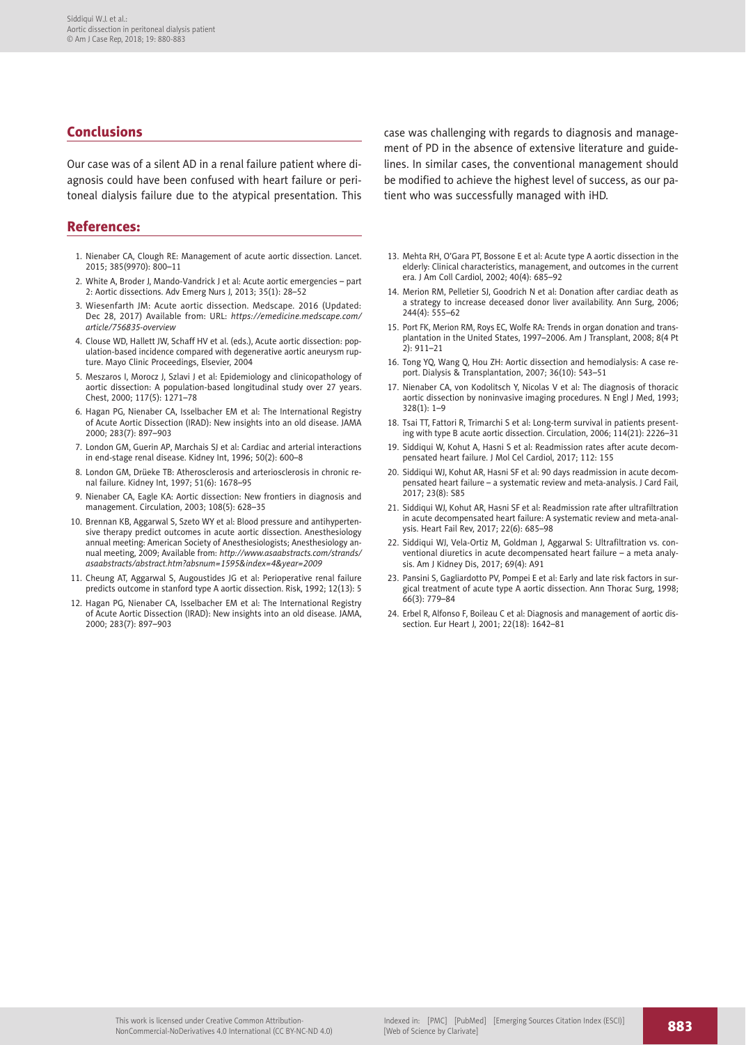## Conclusions

Our case was of a silent AD in a renal failure patient where diagnosis could have been confused with heart failure or peritoneal dialysis failure due to the atypical presentation. This case was challenging with regards to diagnosis and management of PD in the absence of extensive literature and guidelines. In similar cases, the conventional management should be modified to achieve the highest level of success, as our patient who was successfully managed with iHD.

## References:

1. Nienaber CA, Clough RE: Management of acute aortic dissection. Lancet. 2015; 385(9970): 800–11
2. White A, Broder J, Mando-Vandrick J et al: Acute aortic emergencies – part 2: Aortic dissections. Adv Emerg Nurs J, 2013; 35(1): 28–52
3. Wiesenfarth JM: Acute aortic dissection. Medscape. 2016 (Updated: Dec 28, 2017) Available from: URL: *https://emedicine.medscape.com/article/756835-overview*
4. Clouse WD, Hallett JW, Schaff HV et al. (eds.), Acute aortic dissection: population-based incidence compared with degenerative aortic aneurysm rupture. Mayo Clinic Proceedings, Elsevier, 2004
5. Meszaros I, Morocz J, Szlavi J et al: Epidemiology and clinicopathology of aortic dissection: A population-based longitudinal study over 27 years. Chest, 2000; 117(5): 1271–78
6. Hagan PG, Nienaber CA, Isselbacher EM et al: The International Registry of Acute Aortic Dissection (IRAD): New insights into an old disease. JAMA 2000; 283(7): 897–903
7. London GM, Guerin AP, Marchais SJ et al: Cardiac and arterial interactions in end-stage renal disease. Kidney Int, 1996; 50(2): 600–8
8. London GM, Drüeke TB: Atherosclerosis and arteriosclerosis in chronic renal failure. Kidney Int, 1997; 51(6): 1678–95
9. Nienaber CA, Eagle KA: Aortic dissection: New frontiers in diagnosis and management. Circulation, 2003; 108(5): 628–35
10. Brennan KB, Aggarwal S, Szeto WY et al: Blood pressure and antihypertensive therapy predict outcomes in acute aortic dissection. Anesthesiology annual meeting: American Society of Anesthesiologists; Anesthesiology annual meeting, 2009; Available from: *http://www.asaabstracts.com/strands/asaabstracts/abstract.htm?absnum=1595&index=4&year=2009*
11. Cheung AT, Aggarwal S, Augoustides JG et al: Perioperative renal failure predicts outcome in stanford type A aortic dissection. Risk, 1992; 12(13): 5
12. Hagan PG, Nienaber CA, Isselbacher EM et al: The International Registry of Acute Aortic Dissection (IRAD): New insights into an old disease. JAMA, 2000; 283(7): 897–903
13. Mehta RH, O'Gara PT, Bossone E et al: Acute type A aortic dissection in the elderly: Clinical characteristics, management, and outcomes in the current era. J Am Coll Cardiol, 2002; 40(4): 685–92
14. Merion RM, Pelletier SJ, Goodrich N et al: Donation after cardiac death as a strategy to increase deceased donor liver availability. Ann Surg, 2006; 244(4): 555–62
15. Port FK, Merion RM, Roys EC, Wolfe RA: Trends in organ donation and transplantation in the United States, 1997–2006. Am J Transplant, 2008; 8(4 Pt 2): 911–21
16. Tong YQ, Wang Q, Hou ZH: Aortic dissection and hemodialysis: A case report. Dialysis & Transplantation, 2007; 36(10): 543–51
17. Nienaber CA, von Kodolitsch Y, Nicolas V et al: The diagnosis of thoracic aortic dissection by noninvasive imaging procedures. N Engl J Med, 1993; 328(1): 1–9
18. Tsai TT, Fattori R, Trimarchi S et al: Long-term survival in patients presenting with type B acute aortic dissection. Circulation, 2006; 114(21): 2226–31
19. Siddiqui W, Kohut A, Hasni S et al: Readmission rates after acute decompensated heart failure. J Mol Cel Cardiol, 2017; 112: 155
20. Siddiqui WJ, Kohut AR, Hasni SF et al: 90 days readmission in acute decompensated heart failure – a systematic review and meta-analysis. J Card Fail, 2017; 23(8): S85
21. Siddiqui WJ, Kohut AR, Hasni SF et al: Readmission rate after ultrafiltration in acute decompensated heart failure: A systematic review and meta-analysis. Heart Fail Rev, 2017; 22(6): 685–98
22. Siddiqui WJ, Vela-Ortiz M, Goldman J, Aggarwal S: Ultrafiltration vs. conventional diuretics in acute decompensated heart failure – a meta analysis. Am J Kidney Dis, 2017; 69(4): A91
23. Pansini S, Gagliardotto PV, Pompei E et al: Early and late risk factors in surgical treatment of acute type A aortic dissection. Ann Thorac Surg, 1998; 66(3): 779–84
24. Erbel R, Alfonso F, Boileau C et al: Diagnosis and management of aortic dissection. Eur Heart J, 2001; 22(18): 1642–81